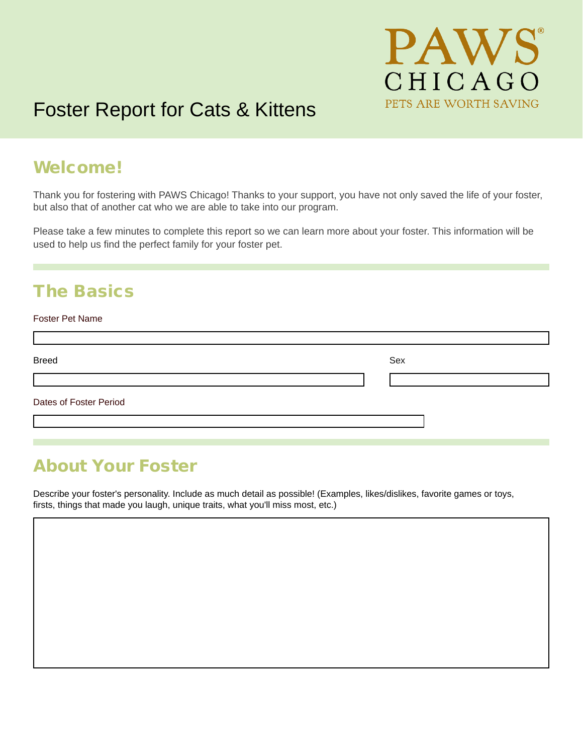PAWS CHICAGO
PETS ARE WORTH SAVING

# Foster Report for Cats & Kittens

## Welcome!

Thank you for fostering with PAWS Chicago! Thanks to your support, you have not only saved the life of your foster, but also that of another cat who we are able to take into our program.

Please take a few minutes to complete this report so we can learn more about your foster. This information will be used to help us find the perfect family for your foster pet.

## The Basics

Foster Pet Name

Breed

Sex

Dates of Foster Period

## About Your Foster

Describe your foster's personality. Include as much detail as possible! (Examples, likes/dislikes, favorite games or toys, firsts, things that made you laugh, unique traits, what you'll miss most, etc.)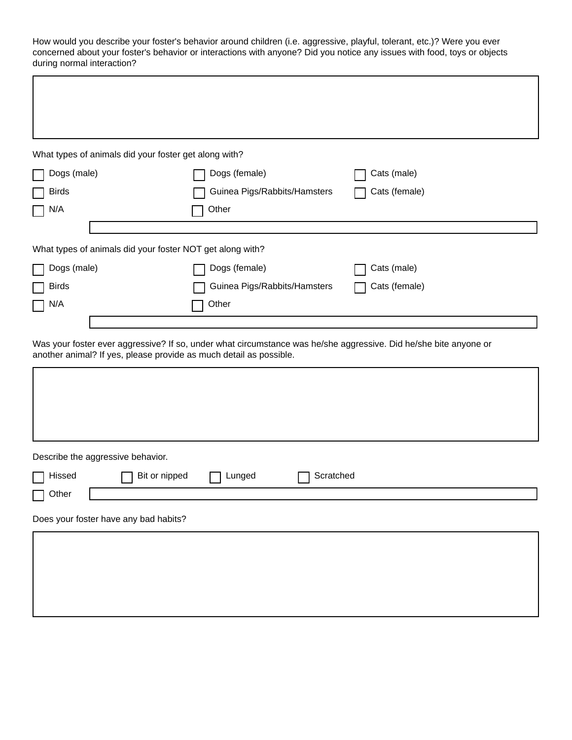How would you describe your foster's behavior around children (i.e. aggressive, playful, tolerant, etc.)? Were you ever concerned about your foster's behavior or interactions with anyone? Did you notice any issues with food, toys or objects during normal interaction?

What types of animals did your foster get along with?

- [ ] Dogs (male)
- [ ] Dogs (female)
- [ ] Cats (male)
- [ ] Birds
- [ ] Guinea Pigs/Rabbits/Hamsters
- [ ] Cats (female)
- [ ] N/A
- [ ] Other

What types of animals did your foster NOT get along with?

- [ ] Dogs (male)
- [ ] Dogs (female)
- [ ] Cats (male)
- [ ] Birds
- [ ] Guinea Pigs/Rabbits/Hamsters
- [ ] Cats (female)
- [ ] N/A
- [ ] Other

Was your foster ever aggressive? If so, under what circumstance was he/she aggressive. Did he/she bite anyone or another animal? If yes, please provide as much detail as possible.

Describe the aggressive behavior.

- [ ] Hissed
- [ ] Bit or nipped
- [ ] Lunged
- [ ] Scratched
- [ ] Other

Does your foster have any bad habits?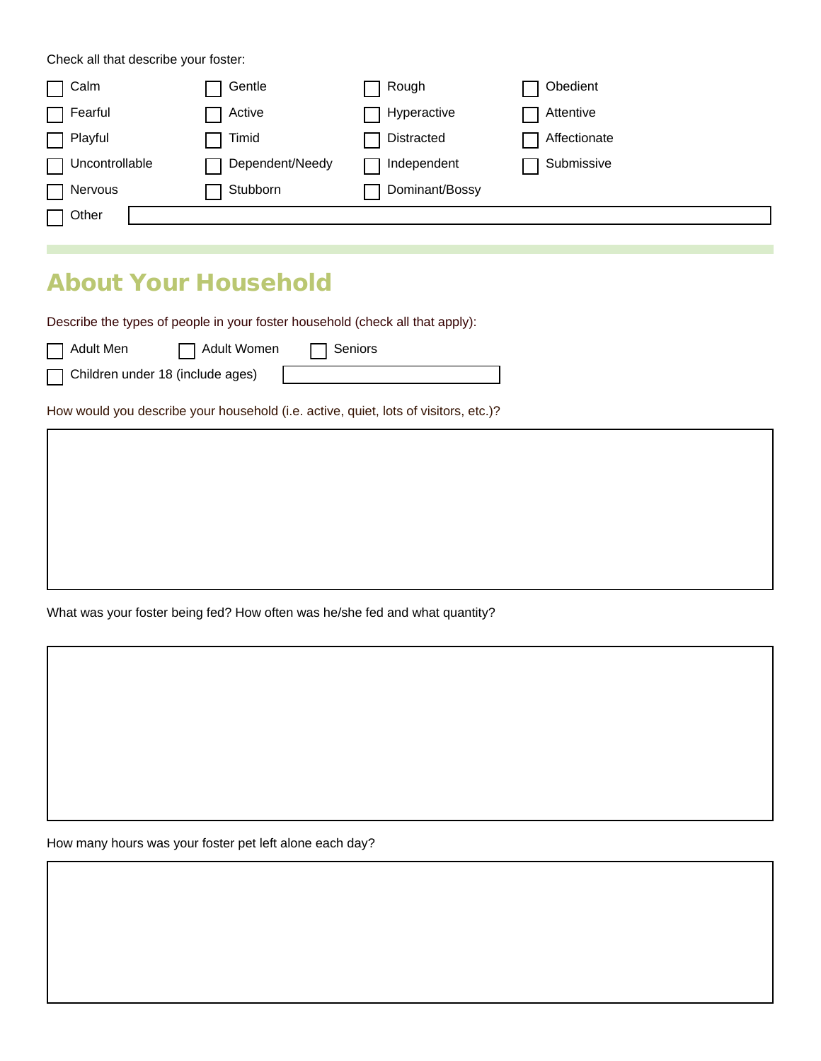Check all that describe your foster:

- [ ] Calm
- [ ] Gentle
- [ ] Rough
- [ ] Obedient
- [ ] Fearful
- [ ] Active
- [ ] Hyperactive
- [ ] Attentive
- [ ] Playful
- [ ] Timid
- [ ] Distracted
- [ ] Affectionate
- [ ] Uncontrollable
- [ ] Dependent/Needy
- [ ] Independent
- [ ] Submissive
- [ ] Nervous
- [ ] Stubborn
- [ ] Dominant/Bossy
- [ ] Other ____________________

---

## About Your Household

Describe the types of people in your foster household (check all that apply):

- [ ] Adult Men
- [ ] Adult Women
- [ ] Seniors
- [ ] Children under 18 (include ages) ____________________

How would you describe your household (i.e. active, quiet, lots of visitors, etc.)?

What was your foster being fed? How often was he/she fed and what quantity?

How many hours was your foster pet left alone each day?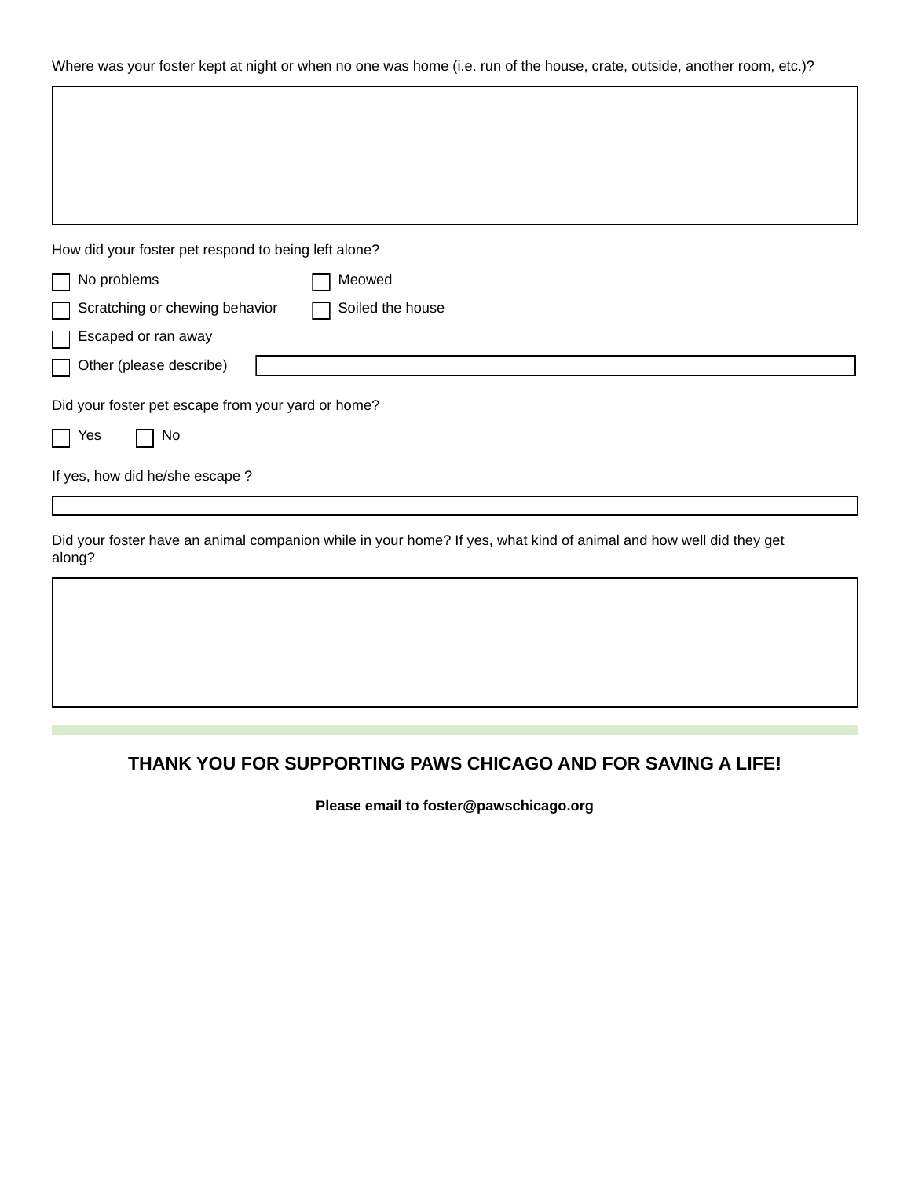Where was your foster kept at night or when no one was home (i.e. run of the house, crate, outside, another room, etc.)?

How did your foster pet respond to being left alone?

- ☐ No problems
- ☐ Meowed
- ☐ Scratching or chewing behavior
- ☐ Soiled the house
- ☐ Escaped or ran away
- ☐ Other (please describe)

Did your foster pet escape from your yard or home?

- ☐ Yes
- ☐ No

If yes, how did he/she escape ?

Did your foster have an animal companion while in your home? If yes, what kind of animal and how well did they get along?

**THANK YOU FOR SUPPORTING PAWS CHICAGO AND FOR SAVING A LIFE!**

**Please email to foster@pawschicago.org**